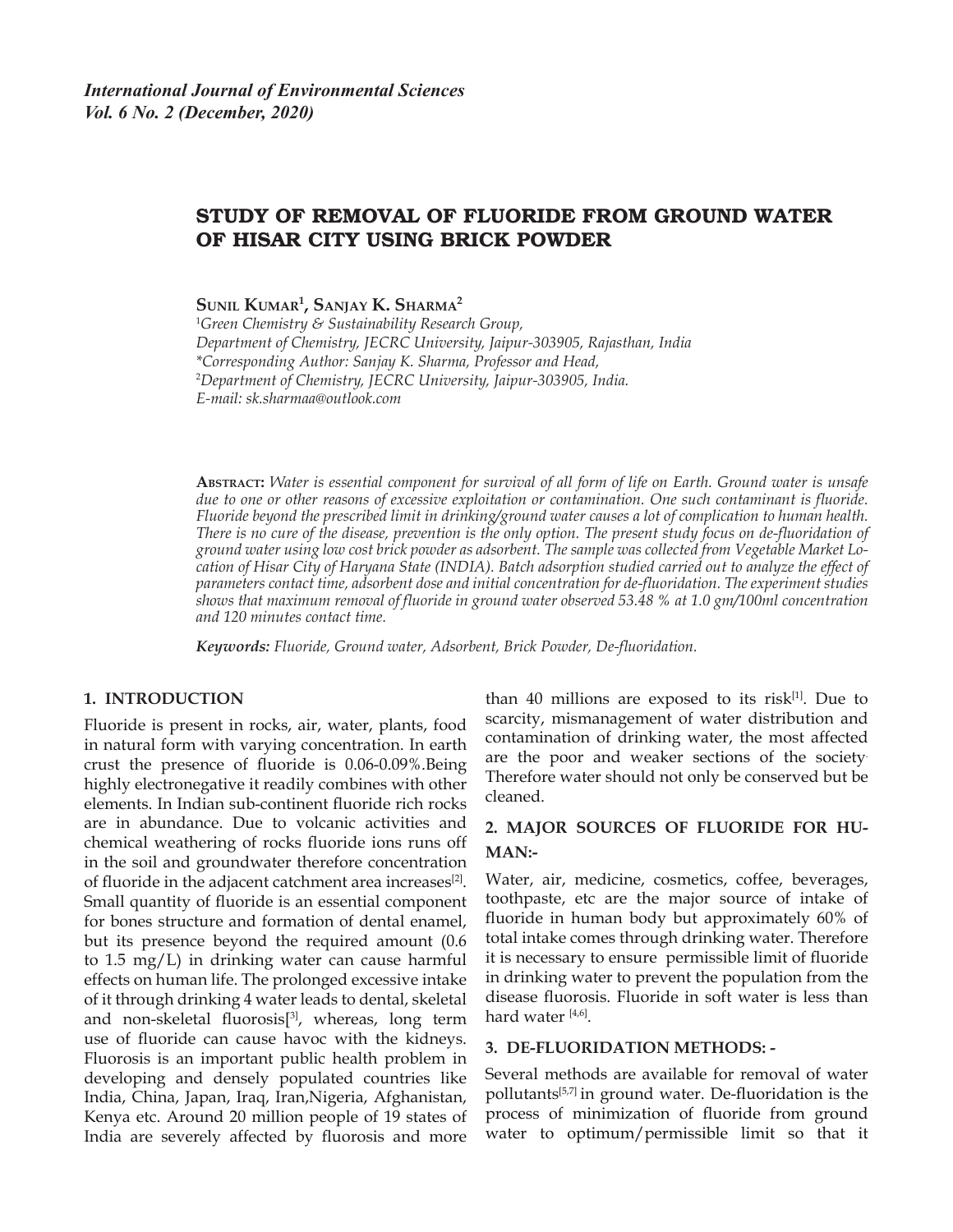*International Journal of Environmental Sciences*
*Vol. 6 No. 2 (December, 2020)*

# STUDY OF REMOVAL OF FLUORIDE FROM GROUND WATER OF HISAR CITY USING BRICK POWDER

**Sunil Kumar[1], Sanjay K. Sharma[2]**

[1]*Green Chemistry & Sustainability Research Group,*
*Department of Chemistry, JECRC University, Jaipur-303905, Rajasthan, India*
*\*Corresponding Author: Sanjay K. Sharma, Professor and Head,*
[2]*Department of Chemistry, JECRC University, Jaipur-303905, India.*
*E-mail: sk.sharmaa@outlook.com*

**Abstract:** *Water is essential component for survival of all form of life on Earth. Ground water is unsafe due to one or other reasons of excessive exploitation or contamination. One such contaminant is fluoride. Fluoride beyond the prescribed limit in drinking/ground water causes a lot of complication to human health. There is no cure of the disease, prevention is the only option. The present study focus on de-fluoridation of ground water using low cost brick powder as adsorbent. The sample was collected from Vegetable Market Location of Hisar City of Haryana State (INDIA). Batch adsorption studied carried out to analyze the effect of parameters contact time, adsorbent dose and initial concentration for de-fluoridation. The experiment studies shows that maximum removal of fluoride in ground water observed 53.48 % at 1.0 gm/100ml concentration and 120 minutes contact time.*

***Keywords:*** *Fluoride, Ground water, Adsorbent, Brick Powder, De-fluoridation.*

## 1. INTRODUCTION

Fluoride is present in rocks, air, water, plants, food in natural form with varying concentration. In earth crust the presence of fluoride is 0.06-0.09%.Being highly electronegative it readily combines with other elements. In Indian sub-continent fluoride rich rocks are in abundance. Due to volcanic activities and chemical weathering of rocks fluoride ions runs off in the soil and groundwater therefore concentration of fluoride in the adjacent catchment area increases[2]. Small quantity of fluoride is an essential component for bones structure and formation of dental enamel, but its presence beyond the required amount (0.6 to 1.5 mg/L) in drinking water can cause harmful effects on human life. The prolonged excessive intake of it through drinking 4 water leads to dental, skeletal and non-skeletal fluorosis[3], whereas, long term use of fluoride can cause havoc with the kidneys. Fluorosis is an important public health problem in developing and densely populated countries like India, China, Japan, Iraq, Iran,Nigeria, Afghanistan, Kenya etc. Around 20 million people of 19 states of India are severely affected by fluorosis and more than 40 millions are exposed to its risk[1]. Due to scarcity, mismanagement of water distribution and contamination of drinking water, the most affected are the poor and weaker sections of the society. Therefore water should not only be conserved but be cleaned.

## 2. MAJOR SOURCES OF FLUORIDE FOR HUMAN:-

Water, air, medicine, cosmetics, coffee, beverages, toothpaste, etc are the major source of intake of fluoride in human body but approximately 60% of total intake comes through drinking water. Therefore it is necessary to ensure permissible limit of fluoride in drinking water to prevent the population from the disease fluorosis. Fluoride in soft water is less than hard water [4,6].

## 3. DE-FLUORIDATION METHODS: -

Several methods are available for removal of water pollutants[5,7] in ground water. De-fluoridation is the process of minimization of fluoride from ground water to optimum/permissible limit so that it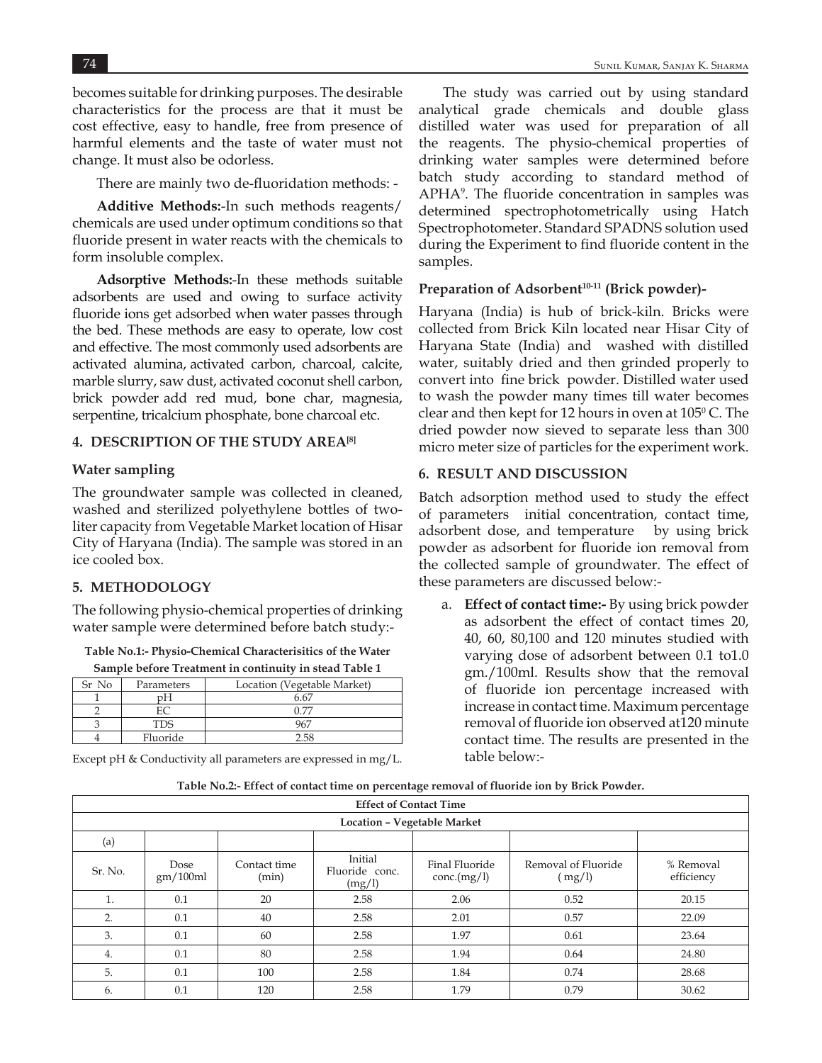becomes suitable for drinking purposes. The desirable characteristics for the process are that it must be cost effective, easy to handle, free from presence of harmful elements and the taste of water must not change. It must also be odorless.

There are mainly two de-fluoridation methods: -

**Additive Methods:**-In such methods reagents/chemicals are used under optimum conditions so that fluoride present in water reacts with the chemicals to form insoluble complex.

**Adsorptive Methods:**-In these methods suitable adsorbents are used and owing to surface activity fluoride ions get adsorbed when water passes through the bed. These methods are easy to operate, low cost and effective. The most commonly used adsorbents are activated alumina, activated carbon, charcoal, calcite, marble slurry, saw dust, activated coconut shell carbon, brick powder add red mud, bone char, magnesia, serpentine, tricalcium phosphate, bone charcoal etc.

## 4. DESCRIPTION OF THE STUDY AREA[8]

### Water sampling

The groundwater sample was collected in cleaned, washed and sterilized polyethylene bottles of two-liter capacity from Vegetable Market location of Hisar City of Haryana (India). The sample was stored in an ice cooled box.

## 5. METHODOLOGY

The following physio-chemical properties of drinking water sample were determined before batch study:-

**Table No.1:- Physio-Chemical Characterisitics of the Water Sample before Treatment in continuity in stead Table 1**

| Sr No | Parameters | Location (Vegetable Market) |
|---|---|---|
| 1 | pH | 6.67 |
| 2 | EC | 0.77 |
| 3 | TDS | 967 |
| 4 | Fluoride | 2.58 |

Except pH & Conductivity all parameters are expressed in mg/L.

The study was carried out by using standard analytical grade chemicals and double glass distilled water was used for preparation of all the reagents. The physio-chemical properties of drinking water samples were determined before batch study according to standard method of APHA[9]. The fluoride concentration in samples was determined spectrophotometrically using Hatch Spectrophotometer. Standard SPADNS solution used during the Experiment to find fluoride content in the samples.

### Preparation of Adsorbent[10-11] (Brick powder)-

Haryana (India) is hub of brick-kiln. Bricks were collected from Brick Kiln located near Hisar City of Haryana State (India) and washed with distilled water, suitably dried and then grinded properly to convert into fine brick powder. Distilled water used to wash the powder many times till water becomes clear and then kept for 12 hours in oven at $105^0$ C. The dried powder now sieved to separate less than 300 micro meter size of particles for the experiment work.

## 6. RESULT AND DISCUSSION

Batch adsorption method used to study the effect of parameters initial concentration, contact time, adsorbent dose, and temperature by using brick powder as adsorbent for fluoride ion removal from the collected sample of groundwater. The effect of these parameters are discussed below:-

a. **Effect of contact time:-** By using brick powder as adsorbent the effect of contact times 20, 40, 60, 80,100 and 120 minutes studied with varying dose of adsorbent between 0.1 to1.0 gm./100ml. Results show that the removal of fluoride ion percentage increased with increase in contact time. Maximum percentage removal of fluoride ion observed at120 minute contact time. The results are presented in the table below:-

**Table No.2:- Effect of contact time on percentage removal of fluoride ion by Brick Powder.**

| Effect of Contact Time | | | | | | |
|---|---|---|---|---|---|---|
| Location – Vegetable Market | | | | | | |
| (a) | | | | | | |
| Sr. No. | Dose gm/100ml | Contact time (min) | Initial Fluoride conc. (mg/l) | Final Fluoride conc.(mg/l) | Removal of Fluoride ( mg/l) | % Removal efficiency |
| 1. | 0.1 | 20 | 2.58 | 2.06 | 0.52 | 20.15 |
| 2. | 0.1 | 40 | 2.58 | 2.01 | 0.57 | 22.09 |
| 3. | 0.1 | 60 | 2.58 | 1.97 | 0.61 | 23.64 |
| 4. | 0.1 | 80 | 2.58 | 1.94 | 0.64 | 24.80 |
| 5. | 0.1 | 100 | 2.58 | 1.84 | 0.74 | 28.68 |
| 6. | 0.1 | 120 | 2.58 | 1.79 | 0.79 | 30.62 |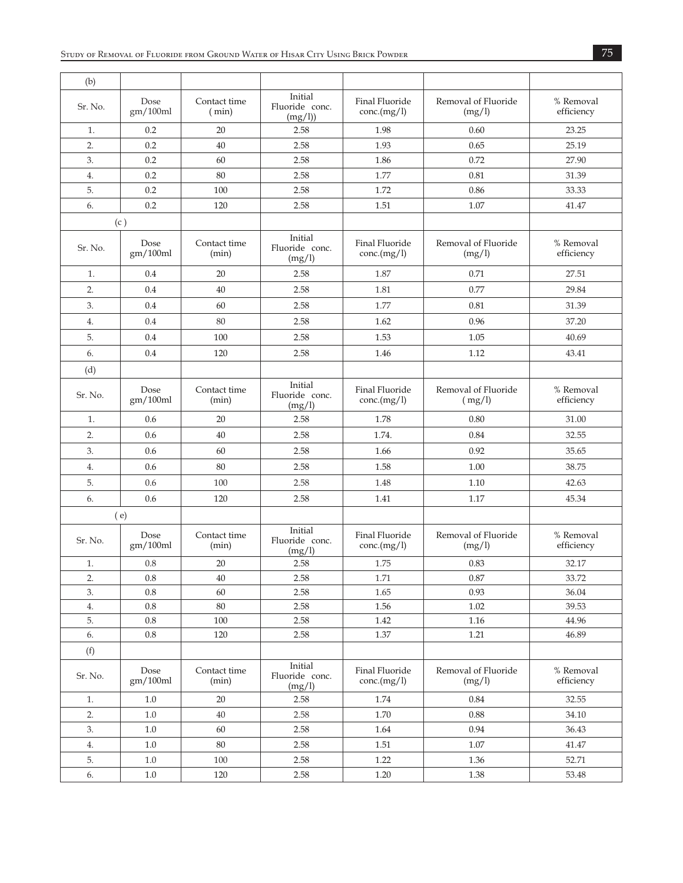(b)

| Sr. No. | Dose gm/100ml | Contact time ( min) | Initial Fluoride conc. (mg/l)) | Final Fluoride conc.(mg/l) | Removal of Fluoride (mg/l) | % Removal efficiency |
|---|---|---|---|---|---|---|
| 1. | 0.2 | 20 | 2.58 | 1.98 | 0.60 | 23.25 |
| 2. | 0.2 | 40 | 2.58 | 1.93 | 0.65 | 25.19 |
| 3. | 0.2 | 60 | 2.58 | 1.86 | 0.72 | 27.90 |
| 4. | 0.2 | 80 | 2.58 | 1.77 | 0.81 | 31.39 |
| 5. | 0.2 | 100 | 2.58 | 1.72 | 0.86 | 33.33 |
| 6. | 0.2 | 120 | 2.58 | 1.51 | 1.07 | 41.47 |

(c )

| Sr. No. | Dose gm/100ml | Contact time (min) | Initial Fluoride conc. (mg/l) | Final Fluoride conc.(mg/l) | Removal of Fluoride (mg/l) | % Removal efficiency |
|---|---|---|---|---|---|---|
| 1. | 0.4 | 20 | 2.58 | 1.87 | 0.71 | 27.51 |
| 2. | 0.4 | 40 | 2.58 | 1.81 | 0.77 | 29.84 |
| 3. | 0.4 | 60 | 2.58 | 1.77 | 0.81 | 31.39 |
| 4. | 0.4 | 80 | 2.58 | 1.62 | 0.96 | 37.20 |
| 5. | 0.4 | 100 | 2.58 | 1.53 | 1.05 | 40.69 |
| 6. | 0.4 | 120 | 2.58 | 1.46 | 1.12 | 43.41 |

(d)

| Sr. No. | Dose gm/100ml | Contact time (min) | Initial Fluoride conc. (mg/l) | Final Fluoride conc.(mg/l) | Removal of Fluoride ( mg/l) | % Removal efficiency |
|---|---|---|---|---|---|---|
| 1. | 0.6 | 20 | 2.58 | 1.78 | 0.80 | 31.00 |
| 2. | 0.6 | 40 | 2.58 | 1.74. | 0.84 | 32.55 |
| 3. | 0.6 | 60 | 2.58 | 1.66 | 0.92 | 35.65 |
| 4. | 0.6 | 80 | 2.58 | 1.58 | 1.00 | 38.75 |
| 5. | 0.6 | 100 | 2.58 | 1.48 | 1.10 | 42.63 |
| 6. | 0.6 | 120 | 2.58 | 1.41 | 1.17 | 45.34 |

( e)

| Sr. No. | Dose gm/100ml | Contact time (min) | Initial Fluoride conc. (mg/l) | Final Fluoride conc.(mg/l) | Removal of Fluoride (mg/l) | % Removal efficiency |
|---|---|---|---|---|---|---|
| 1. | 0.8 | 20 | 2.58 | 1.75 | 0.83 | 32.17 |
| 2. | 0.8 | 40 | 2.58 | 1.71 | 0.87 | 33.72 |
| 3. | 0.8 | 60 | 2.58 | 1.65 | 0.93 | 36.04 |
| 4. | 0.8 | 80 | 2.58 | 1.56 | 1.02 | 39.53 |
| 5. | 0.8 | 100 | 2.58 | 1.42 | 1.16 | 44.96 |
| 6. | 0.8 | 120 | 2.58 | 1.37 | 1.21 | 46.89 |

(f)

| Sr. No. | Dose gm/100ml | Contact time (min) | Initial Fluoride conc. (mg/l) | Final Fluoride conc.(mg/l) | Removal of Fluoride (mg/l) | % Removal efficiency |
|---|---|---|---|---|---|---|
| 1. | 1.0 | 20 | 2.58 | 1.74 | 0.84 | 32.55 |
| 2. | 1.0 | 40 | 2.58 | 1.70 | 0.88 | 34.10 |
| 3. | 1.0 | 60 | 2.58 | 1.64 | 0.94 | 36.43 |
| 4. | 1.0 | 80 | 2.58 | 1.51 | 1.07 | 41.47 |
| 5. | 1.0 | 100 | 2.58 | 1.22 | 1.36 | 52.71 |
| 6. | 1.0 | 120 | 2.58 | 1.20 | 1.38 | 53.48 |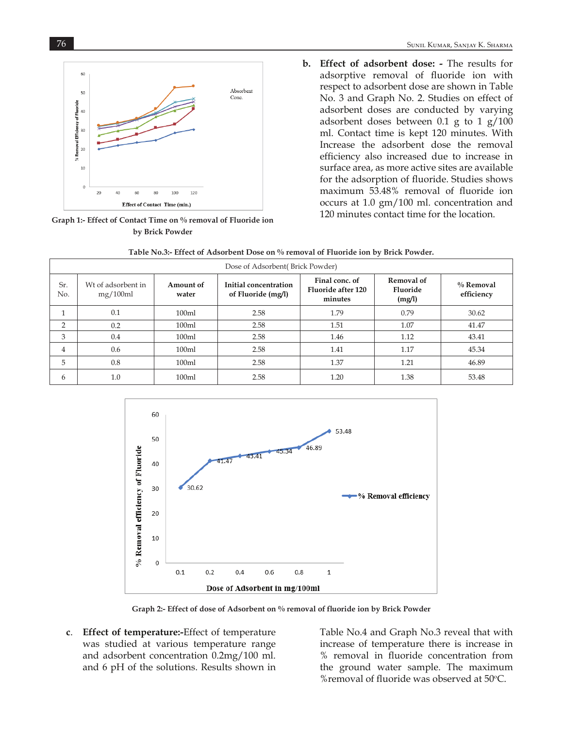Graph 1:- Effect of Contact Time on % removal of Fluoride ion by Brick Powder

**b. Effect of adsorbent dose: -** The results for adsorptive removal of fluoride ion with respect to adsorbent dose are shown in Table No. 3 and Graph No. 2. Studies on effect of adsorbent doses are conducted by varying adsorbent doses between 0.1 g to 1 g/100 ml. Contact time is kept 120 minutes. With Increase the adsorbent dose the removal efficiency also increased due to increase in surface area, as more active sites are available for the adsorption of fluoride. Studies shows maximum 53.48% removal of fluoride ion occurs at 1.0 gm/100 ml. concentration and 120 minutes contact time for the location.

**Table No.3:- Effect of Adsorbent Dose on % removal of Fluoride ion by Brick Powder.**

| Dose of Adsorbent( Brick Powder) | | | | | | |
|---|---|---|---|---|---|---|
| Sr. No. | Wt of adsorbent in mg/100ml | **Amount of water** | **Initial concentration of Fluoride (mg/l)** | **Final conc. of Fluoride after 120 minutes** | **Removal of Fluoride (mg/l)** | **% Removal efficiency** |
| 1 | 0.1 | 100ml | 2.58 | 1.79 | 0.79 | 30.62 |
| 2 | 0.2 | 100ml | 2.58 | 1.51 | 1.07 | 41.47 |
| 3 | 0.4 | 100ml | 2.58 | 1.46 | 1.12 | 43.41 |
| 4 | 0.6 | 100ml | 2.58 | 1.41 | 1.17 | 45.34 |
| 5 | 0.8 | 100ml | 2.58 | 1.37 | 1.21 | 46.89 |
| 6 | 1.0 | 100ml | 2.58 | 1.20 | 1.38 | 53.48 |

Graph 2:- Effect of dose of Adsorbent on % removal of fluoride ion by Brick Powder

**c. Effect of temperature:-**Effect of temperature was studied at various temperature range and adsorbent concentration 0.2mg/100 ml. and 6 pH of the solutions. Results shown in Table No.4 and Graph No.3 reveal that with increase of temperature there is increase in % removal in fluoride concentration from the ground water sample. The maximum %removal of fluoride was observed at 50°C.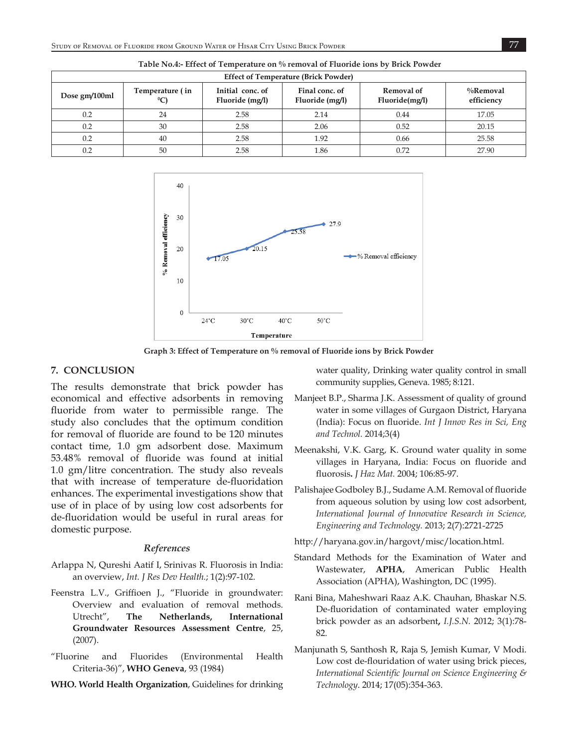Table No.4:- Effect of Temperature on % removal of Fluoride ions by Brick Powder

| Effect of Temperature (Brick Powder) | | | | | |
|---|---|---|---|---|---|
| Dose gm/100ml | Temperature ( in $^{0}$C) | Initial conc. of Fluoride (mg/l) | Final conc. of Fluoride (mg/l) | Removal of Fluoride(mg/l) | %Removal efficiency |
| 0.2 | 24 | 2.58 | 2.14 | 0.44 | 17.05 |
| 0.2 | 30 | 2.58 | 2.06 | 0.52 | 20.15 |
| 0.2 | 40 | 2.58 | 1.92 | 0.66 | 25.58 |
| 0.2 | 50 | 2.58 | 1.86 | 0.72 | 27.90 |

% Removal efficiency

40
30
20
10
0

17.05
20.15
25.58
27.9

24°C
30°C
40°C
50°C

Temperature

% Removal efficiency

Graph 3: Effect of Temperature on % removal of Fluoride ions by Brick Powder

## 7. CONCLUSION

The results demonstrate that brick powder has economical and effective adsorbents in removing fluoride from water to permissible range. The study also concludes that the optimum condition for removal of fluoride are found to be 120 minutes contact time, 1.0 gm adsorbent dose. Maximum 53.48% removal of fluoride was found at initial 1.0 gm/litre concentration. The study also reveals that with increase of temperature de-fluoridation enhances. The experimental investigations show that use of in place of by using low cost adsorbents for de-fluoridation would be useful in rural areas for domestic purpose.

### *References*

Arlappa N, Qureshi Aatif I, Srinivas R. Fluorosis in India: an overview, *Int. J Res Dev Health.*; 1(2):97-102.

Feenstra L.V., Griffioen J., "Fluoride in groundwater: Overview and evaluation of removal methods. Utrecht", **The Netherlands, International Groundwater Resources Assessment Centre**, 25, (2007).

"Fluorine and Fluorides (Environmental Health Criteria-36)", **WHO Geneva**, 93 (1984)

**WHO. World Health Organization**, Guidelines for drinking water quality, Drinking water quality control in small community supplies, Geneva. 1985; 8:121.

Manjeet B.P., Sharma J.K. Assessment of quality of ground water in some villages of Gurgaon District, Haryana (India): Focus on fluoride. *Int J Innov Res in Sci, Eng and Technol.* 2014;3(4)

Meenakshi, V.K. Garg, K. Ground water quality in some villages in Haryana, India: Focus on fluoride and fluorosis**.** *J Haz Mat.* 2004; 106:85-97.

Palishajee Godboley B.J., Sudame A.M. Removal of fluoride from aqueous solution by using low cost adsorbent, *International Journal of Innovative Research in Science, Engineering and Technology.* 2013; 2(7):2721-2725

http://haryana.gov.in/hargovt/misc/location.html.

Standard Methods for the Examination of Water and Wastewater, **APHA**, American Public Health Association (APHA), Washington, DC (1995).

Rani Bina, Maheshwari Raaz A.K. Chauhan, Bhaskar N.S. De-fluoridation of contaminated water employing brick powder as an adsorbent**,** *I.J.S.N.* 2012; 3(1):78-82.

Manjunath S, Santhosh R, Raja S, Jemish Kumar, V Modi. Low cost de-flouridation of water using brick pieces, *International Scientific Journal on Science Engineering & Technology*. 2014; 17(05):354-363.